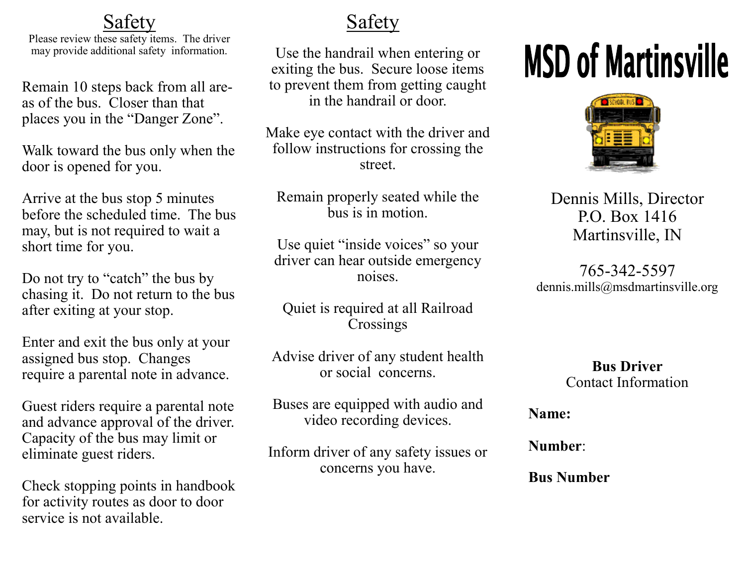## Safety

Please review these safety items. The driver may provide additional safety information.

Remain 10 steps back from all areas of the bus. Closer than that places you in the "Danger Zone".

Walk toward the bus only when the door is opened for you.

Arrive at the bus stop 5 minutes before the scheduled time. The bus may, but is not required to wait a short time for you.

Do not try to "catch" the bus by chasing it. Do not return to the bus after exiting at your stop.

Enter and exit the bus only at your assigned bus stop. Changes require a parental note in advance.

Guest riders require a parental note and advance approval of the driver. Capacity of the bus may limit or eliminate guest riders.

Check stopping points in handbook for activity routes as door to door service is not available.

## Safety

Use the handrail when entering or exiting the bus. Secure loose items to prevent them from getting caught in the handrail or door.

Make eye contact with the driver and follow instructions for crossing the street.

Remain properly seated while the bus is in motion.

Use quiet "inside voices" so your driver can hear outside emergency noises.

Quiet is required at all Railroad Crossings

Advise driver of any student health or social concerns.

Buses are equipped with audio and video recording devices.

Inform driver of any safety issues or concerns you have.

# MSD of Martinsville

Dennis Mills, Director
P.O. Box 1416
Martinsville, IN

765-342-5597
dennis.mills@msdmartinsville.org

**Bus Driver**
Contact Information

**Name:**

**Number**:

**Bus Number**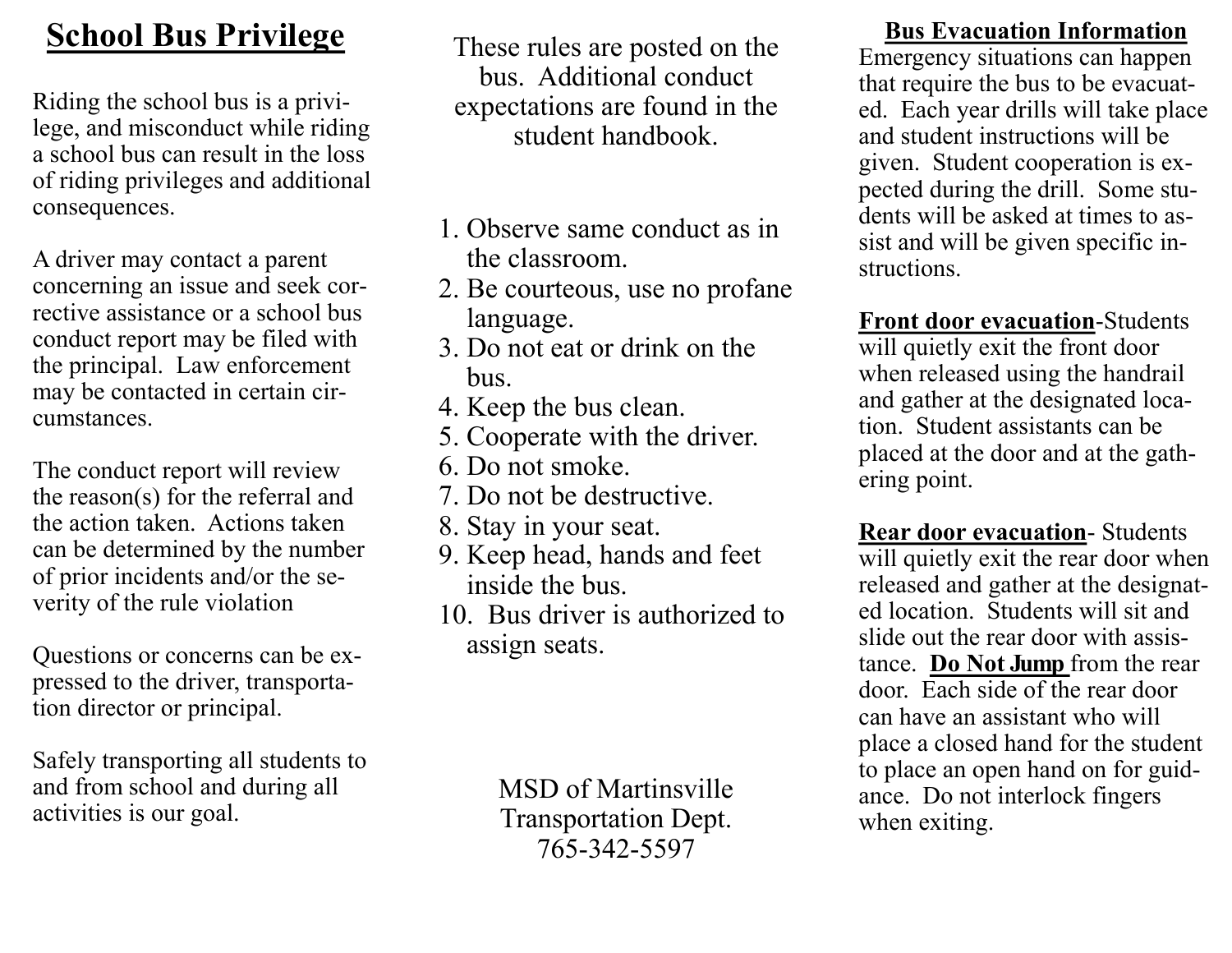# School Bus Privilege

Riding the school bus is a privilege, and misconduct while riding a school bus can result in the loss of riding privileges and additional consequences.

A driver may contact a parent concerning an issue and seek corrective assistance or a school bus conduct report may be filed with the principal. Law enforcement may be contacted in certain circumstances.

The conduct report will review the reason(s) for the referral and the action taken. Actions taken can be determined by the number of prior incidents and/or the severity of the rule violation

Questions or concerns can be expressed to the driver, transportation director or principal.

Safely transporting all students to and from school and during all activities is our goal.

These rules are posted on the bus. Additional conduct expectations are found in the student handbook.

1. Observe same conduct as in the classroom.
2. Be courteous, use no profane language.
3. Do not eat or drink on the bus.
4. Keep the bus clean.
5. Cooperate with the driver.
6. Do not smoke.
7. Do not be destructive.
8. Stay in your seat.
9. Keep head, hands and feet inside the bus.
10. Bus driver is authorized to assign seats.

MSD of Martinsville
Transportation Dept.
765-342-5597

## Bus Evacuation Information

Emergency situations can happen that require the bus to be evacuated. Each year drills will take place and student instructions will be given. Student cooperation is expected during the drill. Some students will be asked at times to assist and will be given specific instructions.

**Front door evacuation**-Students will quietly exit the front door when released using the handrail and gather at the designated location. Student assistants can be placed at the door and at the gathering point.

**Rear door evacuation**- Students will quietly exit the rear door when released and gather at the designated location. Students will sit and slide out the rear door with assistance. **Do Not Jump** from the rear door. Each side of the rear door can have an assistant who will place a closed hand for the student to place an open hand on for guidance. Do not interlock fingers when exiting.